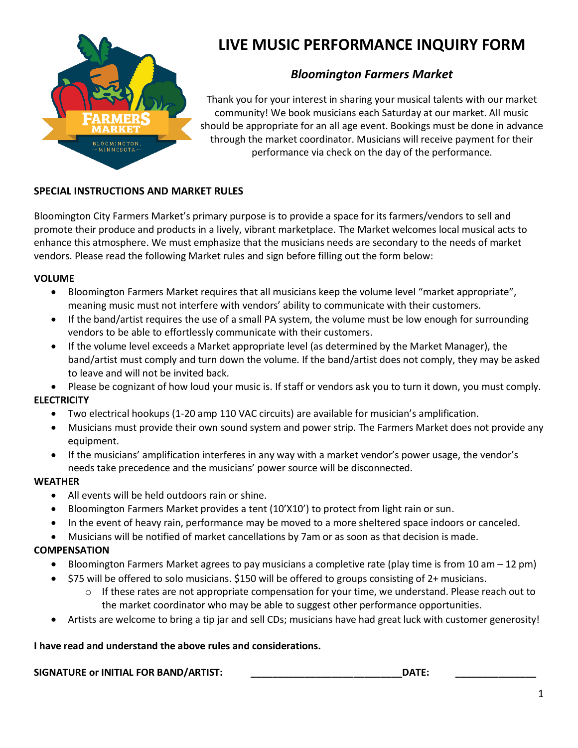# LIVE MUSIC PERFORMANCE INQUIRY FORM

## *Bloomington Farmers Market*

Thank you for your interest in sharing your musical talents with our market community! We book musicians each Saturday at our market. All music should be appropriate for an all age event. Bookings must be done in advance through the market coordinator. Musicians will receive payment for their performance via check on the day of the performance.

### SPECIAL INSTRUCTIONS AND MARKET RULES

Bloomington City Farmers Market's primary purpose is to provide a space for its farmers/vendors to sell and promote their produce and products in a lively, vibrant marketplace. The Market welcomes local musical acts to enhance this atmosphere. We must emphasize that the musicians needs are secondary to the needs of market vendors. Please read the following Market rules and sign before filling out the form below:

**VOLUME**

- Bloomington Farmers Market requires that all musicians keep the volume level "market appropriate", meaning music must not interfere with vendors' ability to communicate with their customers.
- If the band/artist requires the use of a small PA system, the volume must be low enough for surrounding vendors to be able to effortlessly communicate with their customers.
- If the volume level exceeds a Market appropriate level (as determined by the Market Manager), the band/artist must comply and turn down the volume. If the band/artist does not comply, they may be asked to leave and will not be invited back.
- Please be cognizant of how loud your music is. If staff or vendors ask you to turn it down, you must comply.

**ELECTRICITY**

- Two electrical hookups (1-20 amp 110 VAC circuits) are available for musician's amplification.
- Musicians must provide their own sound system and power strip. The Farmers Market does not provide any equipment.
- If the musicians' amplification interferes in any way with a market vendor's power usage, the vendor's needs take precedence and the musicians' power source will be disconnected.

**WEATHER**

- All events will be held outdoors rain or shine.
- Bloomington Farmers Market provides a tent (10'X10') to protect from light rain or sun.
- In the event of heavy rain, performance may be moved to a more sheltered space indoors or canceled.
- Musicians will be notified of market cancellations by 7am or as soon as that decision is made.

**COMPENSATION**

- Bloomington Farmers Market agrees to pay musicians a completive rate (play time is from 10 am – 12 pm)
- $75 will be offered to solo musicians. $150 will be offered to groups consisting of 2+ musicians.
  - If these rates are not appropriate compensation for your time, we understand. Please reach out to the market coordinator who may be able to suggest other performance opportunities.
- Artists are welcome to bring a tip jar and sell CDs; musicians have had great luck with customer generosity!

**I have read and understand the above rules and considerations.**

**SIGNATURE or INITIAL FOR BAND/ARTIST:** ___________________________ **DATE:** ______________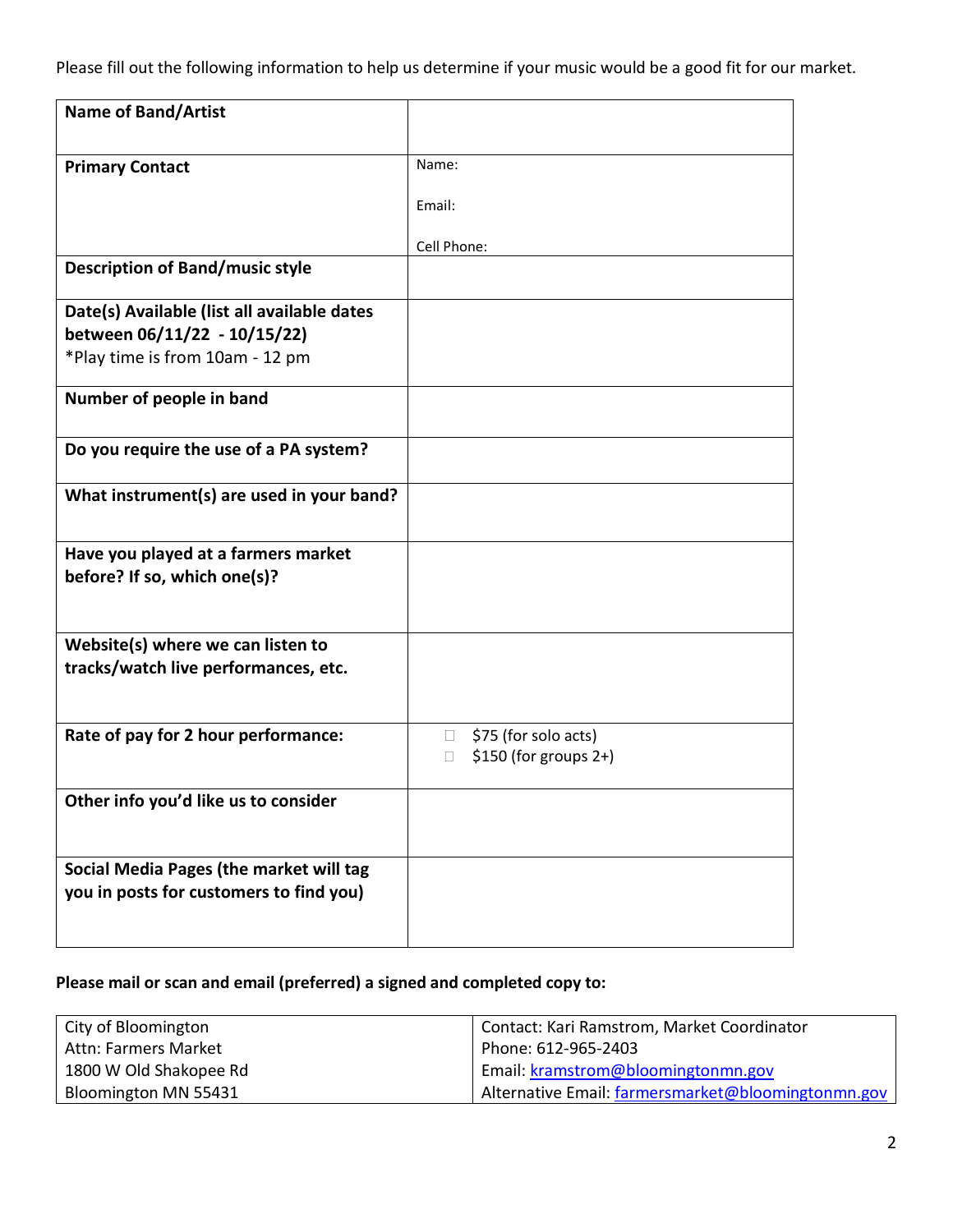Please fill out the following information to help us determine if your music would be a good fit for our market.

| | |
|---|---|
| **Name of Band/Artist** | |
| **Primary Contact** | Name:<br><br>Email:<br><br>Cell Phone: |
| **Description of Band/music style** | |
| **Date(s) Available (list all available dates between 06/11/22 - 10/15/22)**<br>*Play time is from 10am - 12 pm | |
| **Number of people in band** | |
| **Do you require the use of a PA system?** | |
| **What instrument(s) are used in your band?** | |
| **Have you played at a farmers market before? If so, which one(s)?** | |
| **Website(s) where we can listen to tracks/watch live performances, etc.** | |
| **Rate of pay for 2 hour performance:** | ☐ $75 (for solo acts)<br>☐ $150 (for groups 2+) |
| **Other info you'd like us to consider** | |
| **Social Media Pages (the market will tag you in posts for customers to find you)** | |

**Please mail or scan and email (preferred) a signed and completed copy to:**

| | |
|---|---|
| City of Bloomington<br>Attn: Farmers Market<br>1800 W Old Shakopee Rd<br>Bloomington MN 55431 | Contact: Kari Ramstrom, Market Coordinator<br>Phone: 612-965-2403<br>Email: kramstrom@bloomingtonmn.gov<br>Alternative Email: farmersmarket@bloomingtonmn.gov |